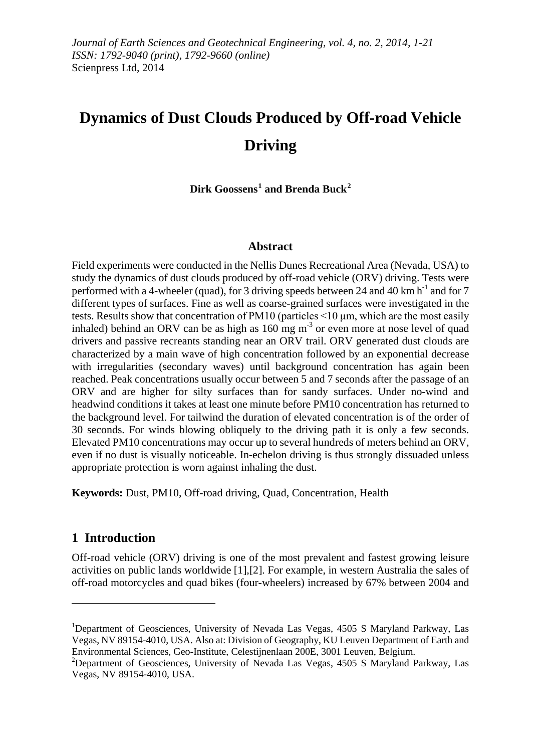*Journal of Earth Sciences and Geotechnical Engineering, vol. 4, no. 2, 2014, 1-21*
*ISSN: 1792-9040 (print), 1792-9660 (online)*
Scienpress Ltd, 2014

# Dynamics of Dust Clouds Produced by Off-road Vehicle Driving

**Dirk Goossens[1] and Brenda Buck[2]**

## Abstract

Field experiments were conducted in the Nellis Dunes Recreational Area (Nevada, USA) to study the dynamics of dust clouds produced by off-road vehicle (ORV) driving. Tests were performed with a 4-wheeler (quad), for 3 driving speeds between 24 and 40 km $h^{-1}$ and for 7 different types of surfaces. Fine as well as coarse-grained surfaces were investigated in the tests. Results show that concentration of PM10 (particles <10 μm, which are the most easily inhaled) behind an ORV can be as high as 160 mg $m^{-3}$ or even more at nose level of quad drivers and passive recreants standing near an ORV trail. ORV generated dust clouds are characterized by a main wave of high concentration followed by an exponential decrease with irregularities (secondary waves) until background concentration has again been reached. Peak concentrations usually occur between 5 and 7 seconds after the passage of an ORV and are higher for silty surfaces than for sandy surfaces. Under no-wind and headwind conditions it takes at least one minute before PM10 concentration has returned to the background level. For tailwind the duration of elevated concentration is of the order of 30 seconds. For winds blowing obliquely to the driving path it is only a few seconds. Elevated PM10 concentrations may occur up to several hundreds of meters behind an ORV, even if no dust is visually noticeable. In-echelon driving is thus strongly dissuaded unless appropriate protection is worn against inhaling the dust.

**Keywords:** Dust, PM10, Off-road driving, Quad, Concentration, Health

## 1 Introduction

Off-road vehicle (ORV) driving is one of the most prevalent and fastest growing leisure activities on public lands worldwide [1],[2]. For example, in western Australia the sales of off-road motorcycles and quad bikes (four-wheelers) increased by 67% between 2004 and

---

[1]Department of Geosciences, University of Nevada Las Vegas, 4505 S Maryland Parkway, Las Vegas, NV 89154-4010, USA. Also at: Division of Geography, KU Leuven Department of Earth and Environmental Sciences, Geo-Institute, Celestijnenlaan 200E, 3001 Leuven, Belgium.

[2]Department of Geosciences, University of Nevada Las Vegas, 4505 S Maryland Parkway, Las Vegas, NV 89154-4010, USA.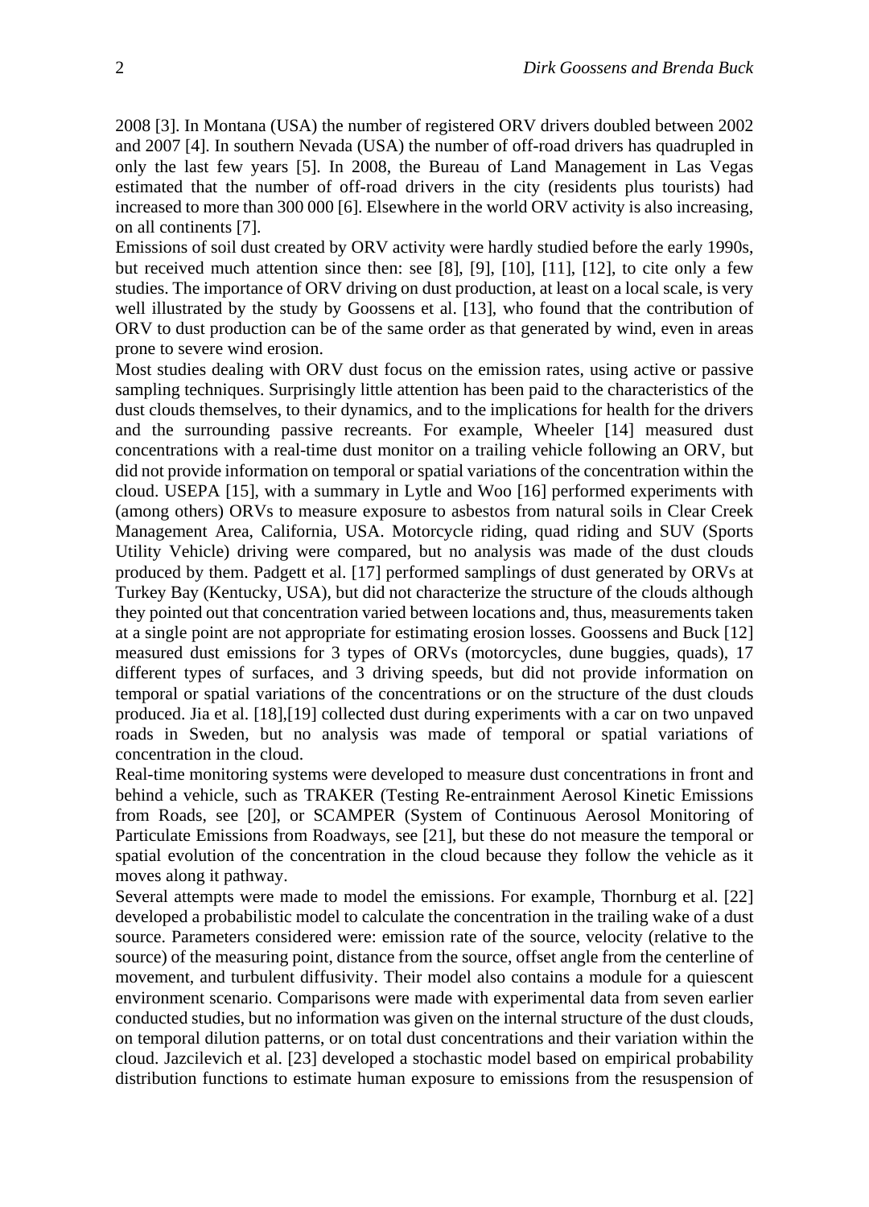2008 [3]. In Montana (USA) the number of registered ORV drivers doubled between 2002 and 2007 [4]. In southern Nevada (USA) the number of off-road drivers has quadrupled in only the last few years [5]. In 2008, the Bureau of Land Management in Las Vegas estimated that the number of off-road drivers in the city (residents plus tourists) had increased to more than 300 000 [6]. Elsewhere in the world ORV activity is also increasing, on all continents [7].

Emissions of soil dust created by ORV activity were hardly studied before the early 1990s, but received much attention since then: see [8], [9], [10], [11], [12], to cite only a few studies. The importance of ORV driving on dust production, at least on a local scale, is very well illustrated by the study by Goossens et al. [13], who found that the contribution of ORV to dust production can be of the same order as that generated by wind, even in areas prone to severe wind erosion.

Most studies dealing with ORV dust focus on the emission rates, using active or passive sampling techniques. Surprisingly little attention has been paid to the characteristics of the dust clouds themselves, to their dynamics, and to the implications for health for the drivers and the surrounding passive recreants. For example, Wheeler [14] measured dust concentrations with a real-time dust monitor on a trailing vehicle following an ORV, but did not provide information on temporal or spatial variations of the concentration within the cloud. USEPA [15], with a summary in Lytle and Woo [16] performed experiments with (among others) ORVs to measure exposure to asbestos from natural soils in Clear Creek Management Area, California, USA. Motorcycle riding, quad riding and SUV (Sports Utility Vehicle) driving were compared, but no analysis was made of the dust clouds produced by them. Padgett et al. [17] performed samplings of dust generated by ORVs at Turkey Bay (Kentucky, USA), but did not characterize the structure of the clouds although they pointed out that concentration varied between locations and, thus, measurements taken at a single point are not appropriate for estimating erosion losses. Goossens and Buck [12] measured dust emissions for 3 types of ORVs (motorcycles, dune buggies, quads), 17 different types of surfaces, and 3 driving speeds, but did not provide information on temporal or spatial variations of the concentrations or on the structure of the dust clouds produced. Jia et al. [18],[19] collected dust during experiments with a car on two unpaved roads in Sweden, but no analysis was made of temporal or spatial variations of concentration in the cloud.

Real-time monitoring systems were developed to measure dust concentrations in front and behind a vehicle, such as TRAKER (Testing Re-entrainment Aerosol Kinetic Emissions from Roads, see [20], or SCAMPER (System of Continuous Aerosol Monitoring of Particulate Emissions from Roadways, see [21], but these do not measure the temporal or spatial evolution of the concentration in the cloud because they follow the vehicle as it moves along it pathway.

Several attempts were made to model the emissions. For example, Thornburg et al. [22] developed a probabilistic model to calculate the concentration in the trailing wake of a dust source. Parameters considered were: emission rate of the source, velocity (relative to the source) of the measuring point, distance from the source, offset angle from the centerline of movement, and turbulent diffusivity. Their model also contains a module for a quiescent environment scenario. Comparisons were made with experimental data from seven earlier conducted studies, but no information was given on the internal structure of the dust clouds, on temporal dilution patterns, or on total dust concentrations and their variation within the cloud. Jazcilevich et al. [23] developed a stochastic model based on empirical probability distribution functions to estimate human exposure to emissions from the resuspension of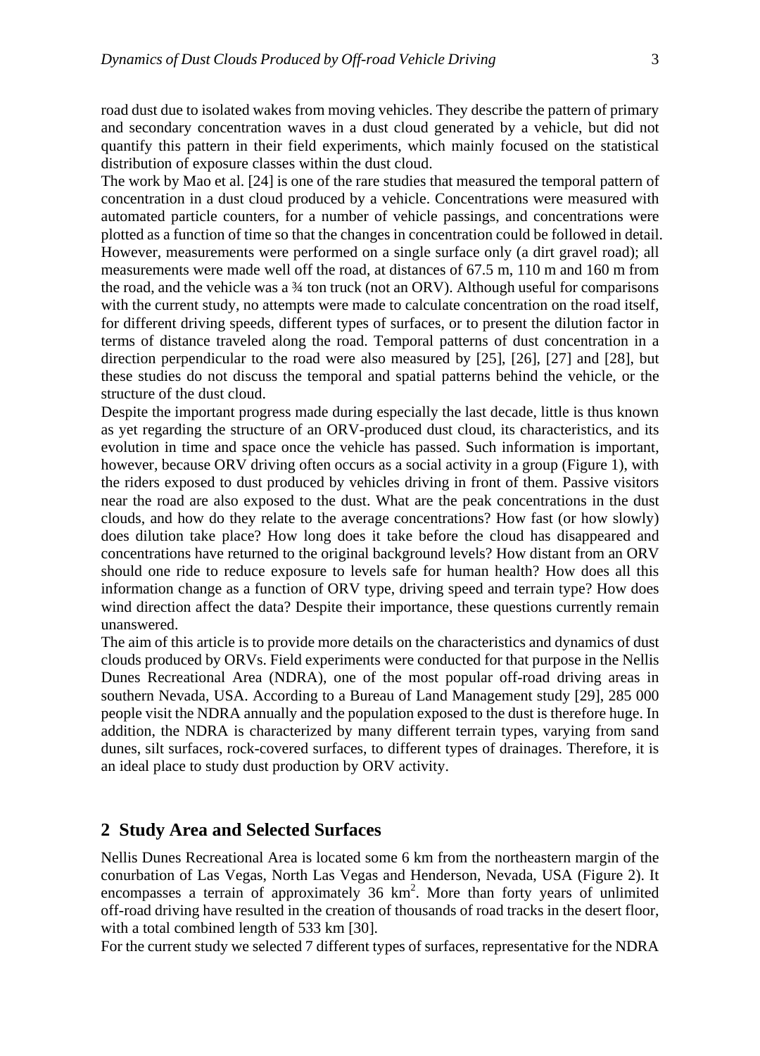road dust due to isolated wakes from moving vehicles. They describe the pattern of primary and secondary concentration waves in a dust cloud generated by a vehicle, but did not quantify this pattern in their field experiments, which mainly focused on the statistical distribution of exposure classes within the dust cloud.

The work by Mao et al. [24] is one of the rare studies that measured the temporal pattern of concentration in a dust cloud produced by a vehicle. Concentrations were measured with automated particle counters, for a number of vehicle passings, and concentrations were plotted as a function of time so that the changes in concentration could be followed in detail. However, measurements were performed on a single surface only (a dirt gravel road); all measurements were made well off the road, at distances of 67.5 m, 110 m and 160 m from the road, and the vehicle was a ¾ ton truck (not an ORV). Although useful for comparisons with the current study, no attempts were made to calculate concentration on the road itself, for different driving speeds, different types of surfaces, or to present the dilution factor in terms of distance traveled along the road. Temporal patterns of dust concentration in a direction perpendicular to the road were also measured by [25], [26], [27] and [28], but these studies do not discuss the temporal and spatial patterns behind the vehicle, or the structure of the dust cloud.

Despite the important progress made during especially the last decade, little is thus known as yet regarding the structure of an ORV-produced dust cloud, its characteristics, and its evolution in time and space once the vehicle has passed. Such information is important, however, because ORV driving often occurs as a social activity in a group (Figure 1), with the riders exposed to dust produced by vehicles driving in front of them. Passive visitors near the road are also exposed to the dust. What are the peak concentrations in the dust clouds, and how do they relate to the average concentrations? How fast (or how slowly) does dilution take place? How long does it take before the cloud has disappeared and concentrations have returned to the original background levels? How distant from an ORV should one ride to reduce exposure to levels safe for human health? How does all this information change as a function of ORV type, driving speed and terrain type? How does wind direction affect the data? Despite their importance, these questions currently remain unanswered.

The aim of this article is to provide more details on the characteristics and dynamics of dust clouds produced by ORVs. Field experiments were conducted for that purpose in the Nellis Dunes Recreational Area (NDRA), one of the most popular off-road driving areas in southern Nevada, USA. According to a Bureau of Land Management study [29], 285 000 people visit the NDRA annually and the population exposed to the dust is therefore huge. In addition, the NDRA is characterized by many different terrain types, varying from sand dunes, silt surfaces, rock-covered surfaces, to different types of drainages. Therefore, it is an ideal place to study dust production by ORV activity.

## 2 Study Area and Selected Surfaces

Nellis Dunes Recreational Area is located some 6 km from the northeastern margin of the conurbation of Las Vegas, North Las Vegas and Henderson, Nevada, USA (Figure 2). It encompasses a terrain of approximately 36 $km^2$. More than forty years of unlimited off-road driving have resulted in the creation of thousands of road tracks in the desert floor, with a total combined length of 533 km [30].

For the current study we selected 7 different types of surfaces, representative for the NDRA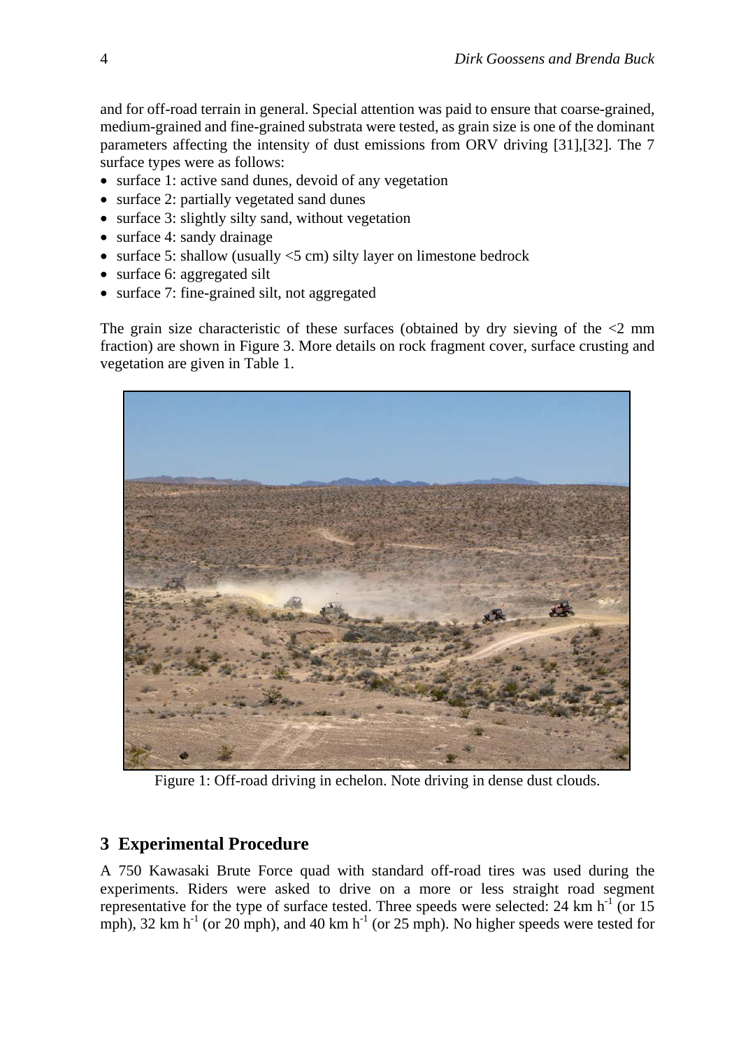and for off-road terrain in general. Special attention was paid to ensure that coarse-grained, medium-grained and fine-grained substrata were tested, as grain size is one of the dominant parameters affecting the intensity of dust emissions from ORV driving [31],[32]. The 7 surface types were as follows:

- surface 1: active sand dunes, devoid of any vegetation
- surface 2: partially vegetated sand dunes
- surface 3: slightly silty sand, without vegetation
- surface 4: sandy drainage
- surface 5: shallow (usually <5 cm) silty layer on limestone bedrock
- surface 6: aggregated silt
- surface 7: fine-grained silt, not aggregated

The grain size characteristic of these surfaces (obtained by dry sieving of the <2 mm fraction) are shown in Figure 3. More details on rock fragment cover, surface crusting and vegetation are given in Table 1.

Figure 1: Off-road driving in echelon. Note driving in dense dust clouds.

## 3 Experimental Procedure

A 750 Kawasaki Brute Force quad with standard off-road tires was used during the experiments. Riders were asked to drive on a more or less straight road segment representative for the type of surface tested. Three speeds were selected: 24 km $h^{-1}$ (or 15 mph), 32 km $h^{-1}$ (or 20 mph), and 40 km $h^{-1}$ (or 25 mph). No higher speeds were tested for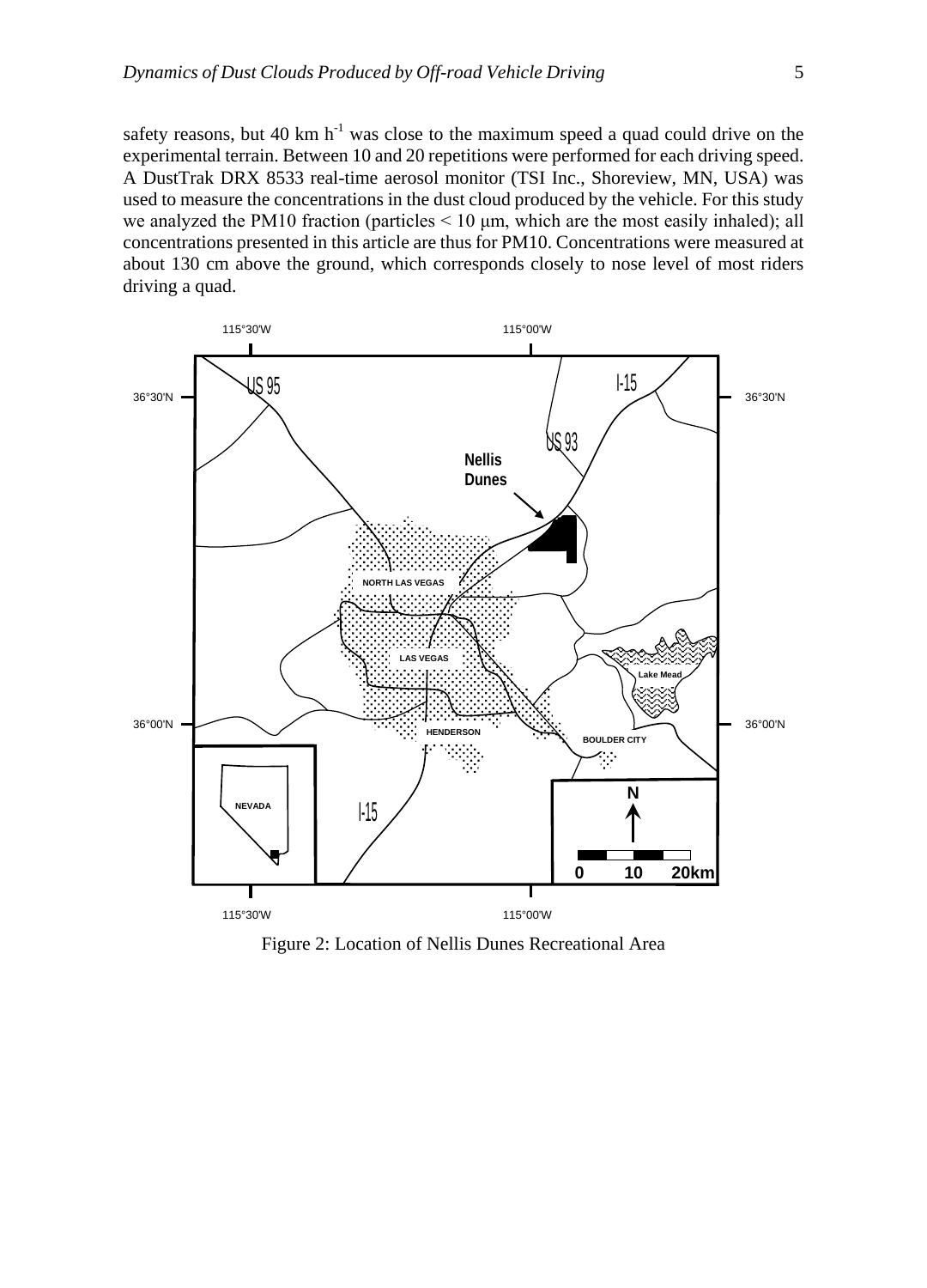safety reasons, but 40 km $h^{-1}$ was close to the maximum speed a quad could drive on the experimental terrain. Between 10 and 20 repetitions were performed for each driving speed. A DustTrak DRX 8533 real-time aerosol monitor (TSI Inc., Shoreview, MN, USA) was used to measure the concentrations in the dust cloud produced by the vehicle. For this study we analyzed the PM10 fraction (particles < 10 μm, which are the most easily inhaled); all concentrations presented in this article are thus for PM10. Concentrations were measured at about 130 cm above the ground, which corresponds closely to nose level of most riders driving a quad.

Figure 2: Location of Nellis Dunes Recreational Area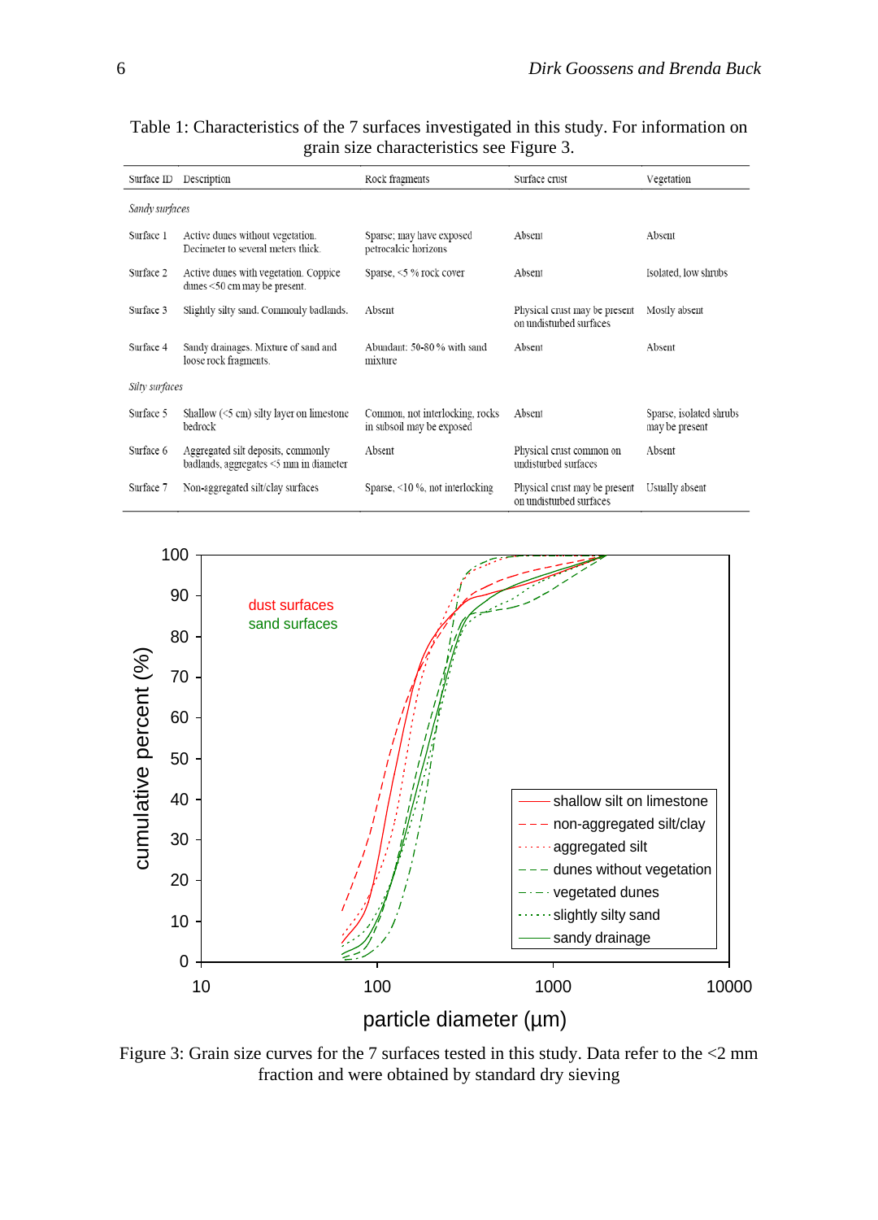Table 1: Characteristics of the 7 surfaces investigated in this study. For information on grain size characteristics see Figure 3.

| Surface ID | Description | Rock fragments | Surface crust | Vegetation |
|---|---|---|---|---|
| *Sandy surfaces* | | | | |
| Surface 1 | Active dunes without vegetation. Decimeter to several meters thick. | Sparse; may have exposed petrocalcic horizons | Absent | Absent |
| Surface 2 | Active dunes with vegetation. Coppice dunes <50 cm may be present. | Sparse, <5 % rock cover | Absent | Isolated, low shrubs |
| Surface 3 | Slightly silty sand. Commonly badlands. | Absent | Physical crust may be present on undisturbed surfaces | Mostly absent |
| Surface 4 | Sandy drainages. Mixture of sand and loose rock fragments. | Abundant: 50-80 % with sand mixture | Absent | Absent |
| *Silty surfaces* | | | | |
| Surface 5 | Shallow (<5 cm) silty layer on limestone bedrock | Common, not interlocking, rocks in subsoil may be exposed | Absent | Sparse, isolated shrubs may be present |
| Surface 6 | Aggregated silt deposits, commonly badlands, aggregates <5 mm in diameter | Absent | Physical crust common on undisturbed surfaces | Absent |
| Surface 7 | Non-aggregated silt/clay surfaces | Sparse, <10 %, not interlocking | Physical crust may be present on undisturbed surfaces | Usually absent |

Figure 3: Grain size curves for the 7 surfaces tested in this study. Data refer to the <2 mm fraction and were obtained by standard dry sieving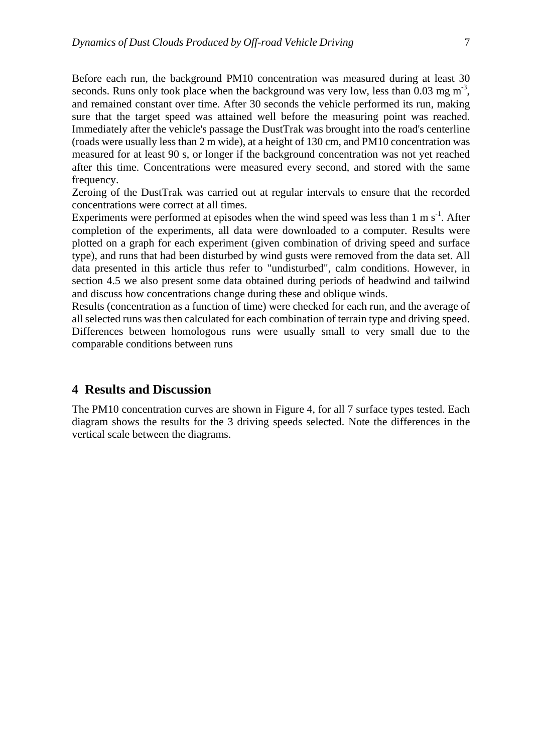Before each run, the background PM10 concentration was measured during at least 30 seconds. Runs only took place when the background was very low, less than 0.03 mg $m^{-3}$, and remained constant over time. After 30 seconds the vehicle performed its run, making sure that the target speed was attained well before the measuring point was reached. Immediately after the vehicle's passage the DustTrak was brought into the road's centerline (roads were usually less than 2 m wide), at a height of 130 cm, and PM10 concentration was measured for at least 90 s, or longer if the background concentration was not yet reached after this time. Concentrations were measured every second, and stored with the same frequency.

Zeroing of the DustTrak was carried out at regular intervals to ensure that the recorded concentrations were correct at all times.

Experiments were performed at episodes when the wind speed was less than 1 m $s^{-1}$. After completion of the experiments, all data were downloaded to a computer. Results were plotted on a graph for each experiment (given combination of driving speed and surface type), and runs that had been disturbed by wind gusts were removed from the data set. All data presented in this article thus refer to "undisturbed", calm conditions. However, in section 4.5 we also present some data obtained during periods of headwind and tailwind and discuss how concentrations change during these and oblique winds.

Results (concentration as a function of time) were checked for each run, and the average of all selected runs was then calculated for each combination of terrain type and driving speed. Differences between homologous runs were usually small to very small due to the comparable conditions between runs

## 4 Results and Discussion

The PM10 concentration curves are shown in Figure 4, for all 7 surface types tested. Each diagram shows the results for the 3 driving speeds selected. Note the differences in the vertical scale between the diagrams.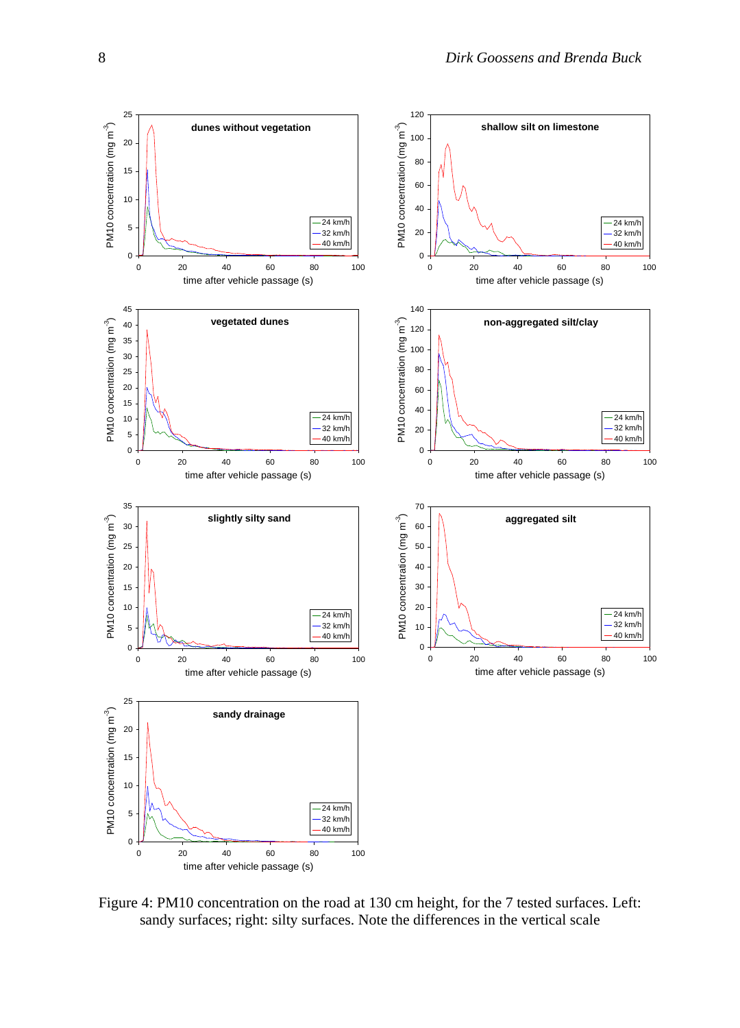Figure 4: PM10 concentration on the road at 130 cm height, for the 7 tested surfaces. Left: sandy surfaces; right: silty surfaces. Note the differences in the vertical scale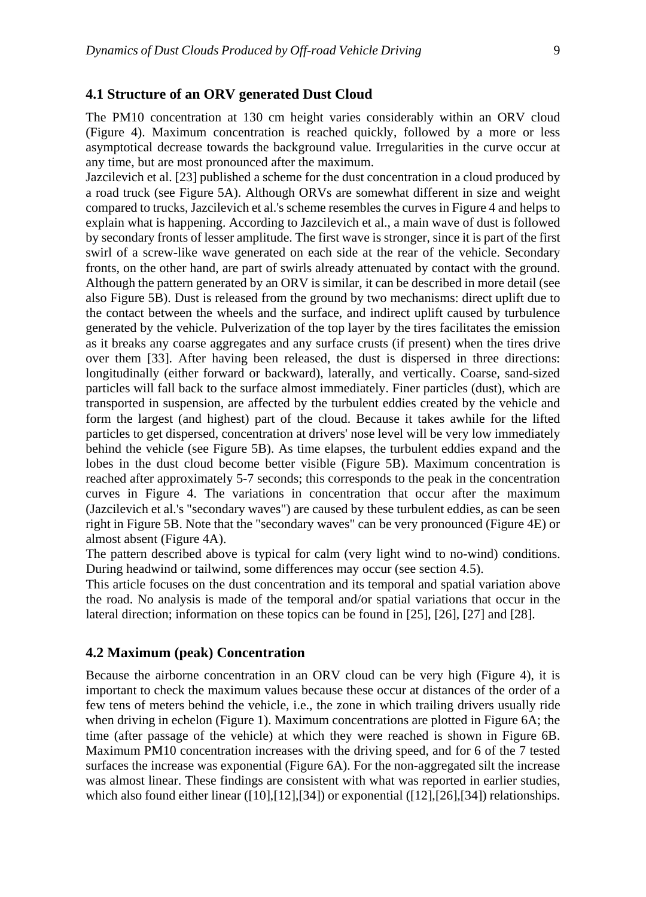## 4.1 Structure of an ORV generated Dust Cloud

The PM10 concentration at 130 cm height varies considerably within an ORV cloud (Figure 4). Maximum concentration is reached quickly, followed by a more or less asymptotical decrease towards the background value. Irregularities in the curve occur at any time, but are most pronounced after the maximum.

Jazcilevich et al. [23] published a scheme for the dust concentration in a cloud produced by a road truck (see Figure 5A). Although ORVs are somewhat different in size and weight compared to trucks, Jazcilevich et al.'s scheme resembles the curves in Figure 4 and helps to explain what is happening. According to Jazcilevich et al., a main wave of dust is followed by secondary fronts of lesser amplitude. The first wave is stronger, since it is part of the first swirl of a screw-like wave generated on each side at the rear of the vehicle. Secondary fronts, on the other hand, are part of swirls already attenuated by contact with the ground. Although the pattern generated by an ORV is similar, it can be described in more detail (see also Figure 5B). Dust is released from the ground by two mechanisms: direct uplift due to the contact between the wheels and the surface, and indirect uplift caused by turbulence generated by the vehicle. Pulverization of the top layer by the tires facilitates the emission as it breaks any coarse aggregates and any surface crusts (if present) when the tires drive over them [33]. After having been released, the dust is dispersed in three directions: longitudinally (either forward or backward), laterally, and vertically. Coarse, sand-sized particles will fall back to the surface almost immediately. Finer particles (dust), which are transported in suspension, are affected by the turbulent eddies created by the vehicle and form the largest (and highest) part of the cloud. Because it takes awhile for the lifted particles to get dispersed, concentration at drivers' nose level will be very low immediately behind the vehicle (see Figure 5B). As time elapses, the turbulent eddies expand and the lobes in the dust cloud become better visible (Figure 5B). Maximum concentration is reached after approximately 5-7 seconds; this corresponds to the peak in the concentration curves in Figure 4. The variations in concentration that occur after the maximum (Jazcilevich et al.'s "secondary waves") are caused by these turbulent eddies, as can be seen right in Figure 5B. Note that the "secondary waves" can be very pronounced (Figure 4E) or almost absent (Figure 4A).

The pattern described above is typical for calm (very light wind to no-wind) conditions. During headwind or tailwind, some differences may occur (see section 4.5).

This article focuses on the dust concentration and its temporal and spatial variation above the road. No analysis is made of the temporal and/or spatial variations that occur in the lateral direction; information on these topics can be found in [25], [26], [27] and [28].

## 4.2 Maximum (peak) Concentration

Because the airborne concentration in an ORV cloud can be very high (Figure 4), it is important to check the maximum values because these occur at distances of the order of a few tens of meters behind the vehicle, i.e., the zone in which trailing drivers usually ride when driving in echelon (Figure 1). Maximum concentrations are plotted in Figure 6A; the time (after passage of the vehicle) at which they were reached is shown in Figure 6B. Maximum PM10 concentration increases with the driving speed, and for 6 of the 7 tested surfaces the increase was exponential (Figure 6A). For the non-aggregated silt the increase was almost linear. These findings are consistent with what was reported in earlier studies, which also found either linear ([10],[12],[34]) or exponential ([12],[26],[34]) relationships.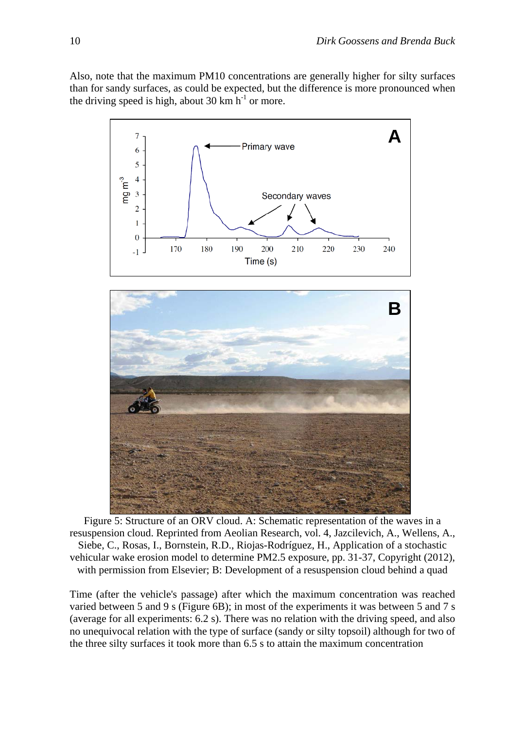Also, note that the maximum PM10 concentrations are generally higher for silty surfaces than for sandy surfaces, as could be expected, but the difference is more pronounced when the driving speed is high, about 30 km $h^{-1}$ or more.

Figure 5: Structure of an ORV cloud. A: Schematic representation of the waves in a resuspension cloud. Reprinted from Aeolian Research, vol. 4, Jazcilevich, A., Wellens, A., Siebe, C., Rosas, I., Bornstein, R.D., Riojas-Rodríguez, H., Application of a stochastic vehicular wake erosion model to determine PM2.5 exposure, pp. 31-37, Copyright (2012), with permission from Elsevier; B: Development of a resuspension cloud behind a quad

Time (after the vehicle's passage) after which the maximum concentration was reached varied between 5 and 9 s (Figure 6B); in most of the experiments it was between 5 and 7 s (average for all experiments: 6.2 s). There was no relation with the driving speed, and also no unequivocal relation with the type of surface (sandy or silty topsoil) although for two of the three silty surfaces it took more than 6.5 s to attain the maximum concentration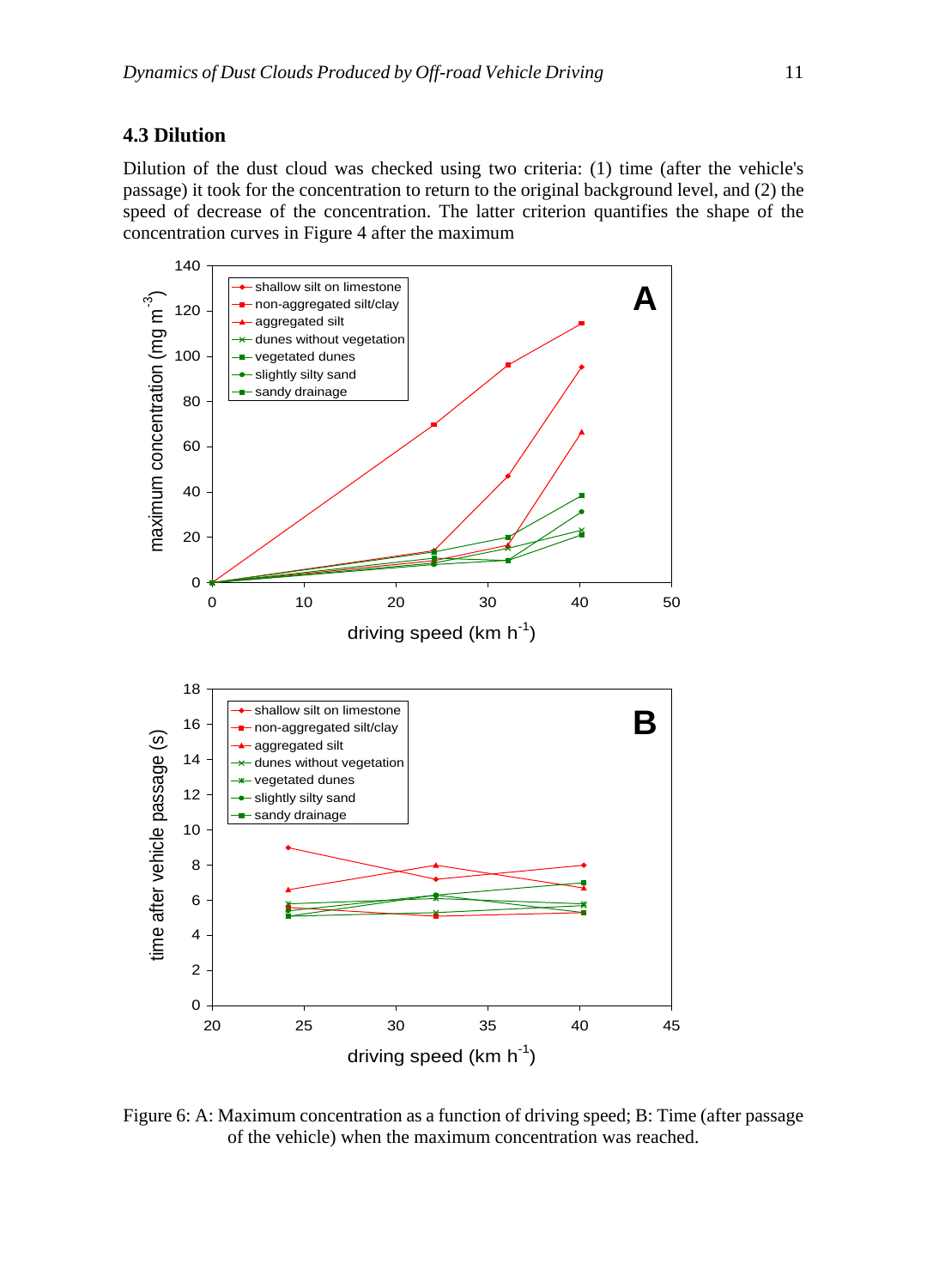## 4.3 Dilution

Dilution of the dust cloud was checked using two criteria: (1) time (after the vehicle's passage) it took for the concentration to return to the original background level, and (2) the speed of decrease of the concentration. The latter criterion quantifies the shape of the concentration curves in Figure 4 after the maximum

Figure 6: A: Maximum concentration as a function of driving speed; B: Time (after passage of the vehicle) when the maximum concentration was reached.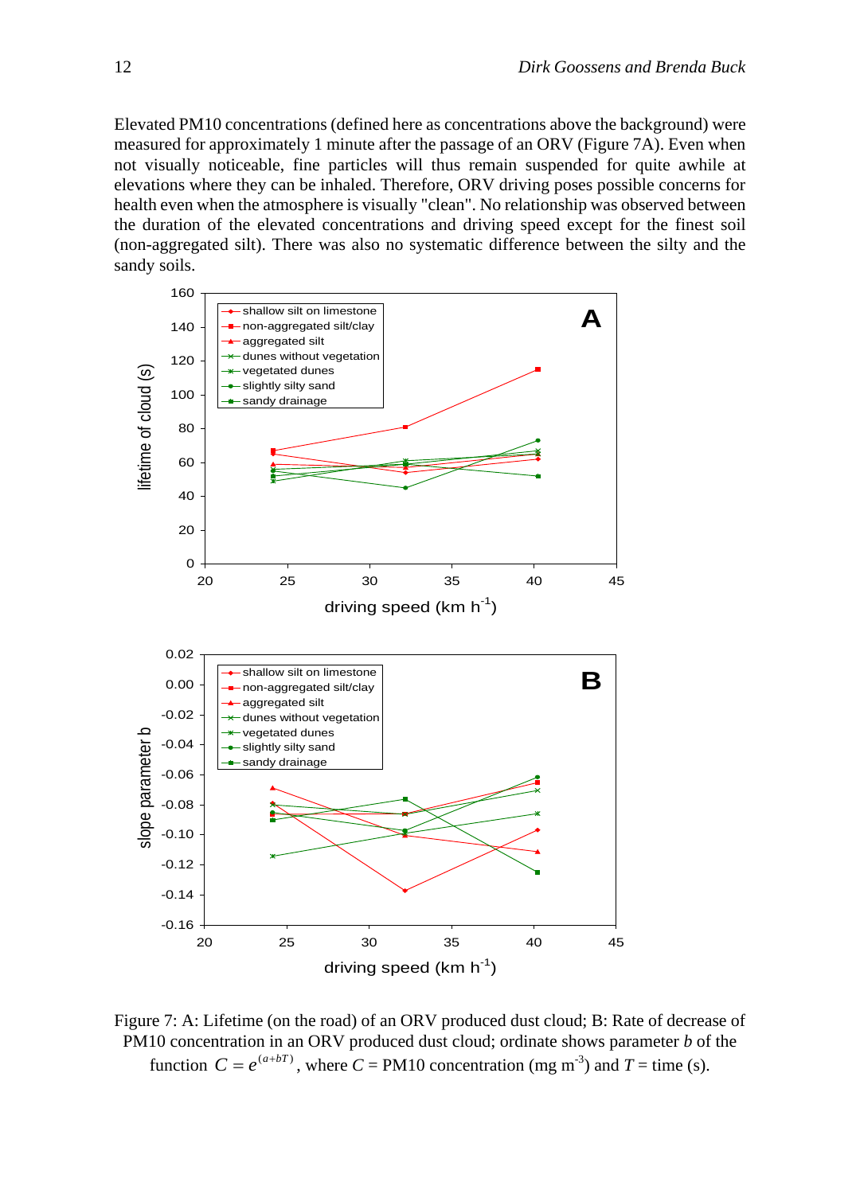Elevated PM10 concentrations (defined here as concentrations above the background) were measured for approximately 1 minute after the passage of an ORV (Figure 7A). Even when not visually noticeable, fine particles will thus remain suspended for quite awhile at elevations where they can be inhaled. Therefore, ORV driving poses possible concerns for health even when the atmosphere is visually "clean". No relationship was observed between the duration of the elevated concentrations and driving speed except for the finest soil (non-aggregated silt). There was also no systematic difference between the silty and the sandy soils.

Figure 7: A: Lifetime (on the road) of an ORV produced dust cloud; B: Rate of decrease of PM10 concentration in an ORV produced dust cloud; ordinate shows parameter $b$ of the function $C = e^{(a+bT)}$, where $C$ = PM10 concentration (mg $m^{-3}$) and $T$ = time (s).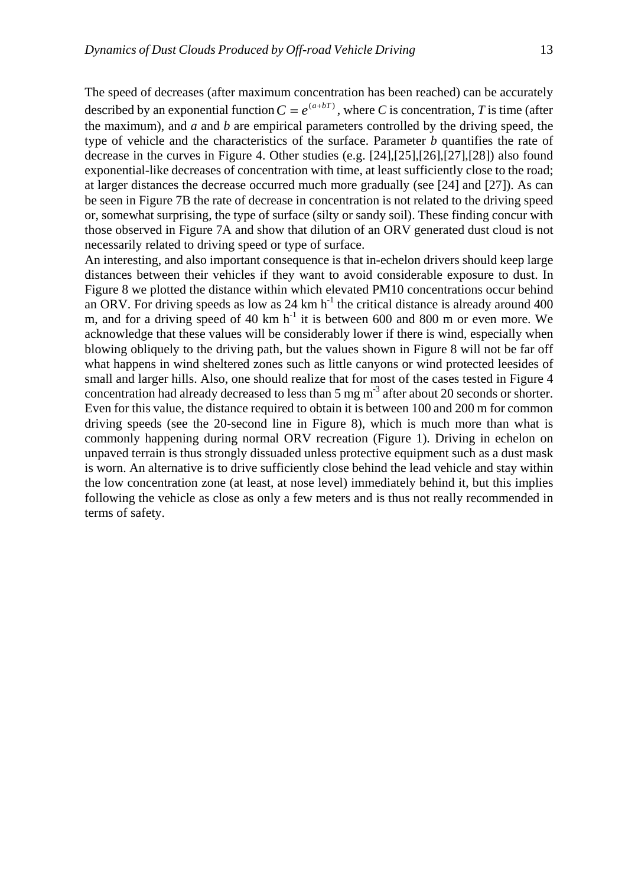The speed of decreases (after maximum concentration has been reached) can be accurately described by an exponential function $C = e^{(a+bT)}$, where *C* is concentration, *T* is time (after the maximum), and *a* and *b* are empirical parameters controlled by the driving speed, the type of vehicle and the characteristics of the surface. Parameter *b* quantifies the rate of decrease in the curves in Figure 4. Other studies (e.g. [24],[25],[26],[27],[28]) also found exponential-like decreases of concentration with time, at least sufficiently close to the road; at larger distances the decrease occurred much more gradually (see [24] and [27]). As can be seen in Figure 7B the rate of decrease in concentration is not related to the driving speed or, somewhat surprising, the type of surface (silty or sandy soil). These finding concur with those observed in Figure 7A and show that dilution of an ORV generated dust cloud is not necessarily related to driving speed or type of surface.

An interesting, and also important consequence is that in-echelon drivers should keep large distances between their vehicles if they want to avoid considerable exposure to dust. In Figure 8 we plotted the distance within which elevated PM10 concentrations occur behind an ORV. For driving speeds as low as 24 km $h^{-1}$ the critical distance is already around 400 m, and for a driving speed of 40 km $h^{-1}$ it is between 600 and 800 m or even more. We acknowledge that these values will be considerably lower if there is wind, especially when blowing obliquely to the driving path, but the values shown in Figure 8 will not be far off what happens in wind sheltered zones such as little canyons or wind protected leesides of small and larger hills. Also, one should realize that for most of the cases tested in Figure 4 concentration had already decreased to less than 5 mg $m^{-3}$ after about 20 seconds or shorter. Even for this value, the distance required to obtain it is between 100 and 200 m for common driving speeds (see the 20-second line in Figure 8), which is much more than what is commonly happening during normal ORV recreation (Figure 1). Driving in echelon on unpaved terrain is thus strongly dissuaded unless protective equipment such as a dust mask is worn. An alternative is to drive sufficiently close behind the lead vehicle and stay within the low concentration zone (at least, at nose level) immediately behind it, but this implies following the vehicle as close as only a few meters and is thus not really recommended in terms of safety.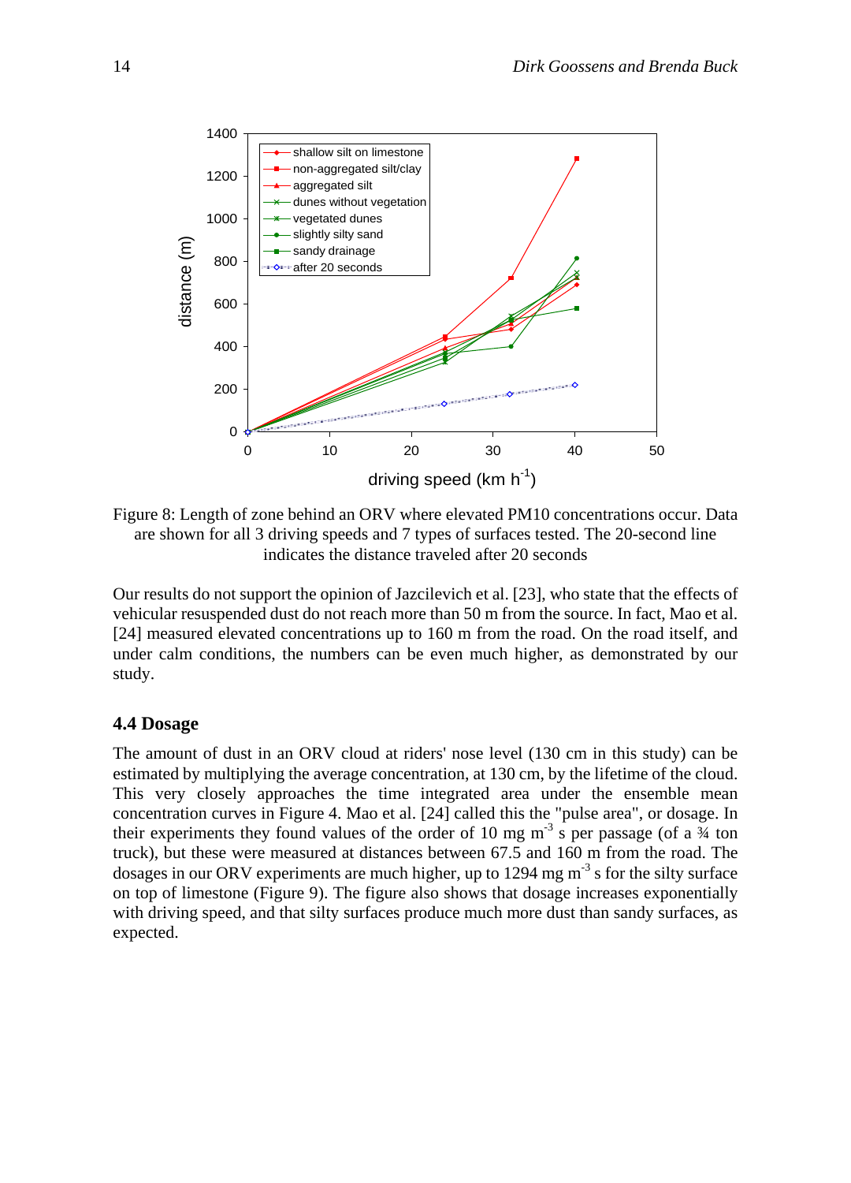Figure 8: Length of zone behind an ORV where elevated PM10 concentrations occur. Data are shown for all 3 driving speeds and 7 types of surfaces tested. The 20-second line indicates the distance traveled after 20 seconds

Our results do not support the opinion of Jazcilevich et al. [23], who state that the effects of vehicular resuspended dust do not reach more than 50 m from the source. In fact, Mao et al. [24] measured elevated concentrations up to 160 m from the road. On the road itself, and under calm conditions, the numbers can be even much higher, as demonstrated by our study.

### 4.4 Dosage

The amount of dust in an ORV cloud at riders' nose level (130 cm in this study) can be estimated by multiplying the average concentration, at 130 cm, by the lifetime of the cloud. This very closely approaches the time integrated area under the ensemble mean concentration curves in Figure 4. Mao et al. [24] called this the "pulse area", or dosage. In their experiments they found values of the order of 10 mg $m^{-3}$ s per passage (of a ¾ ton truck), but these were measured at distances between 67.5 and 160 m from the road. The dosages in our ORV experiments are much higher, up to 1294 mg $m^{-3}$ s for the silty surface on top of limestone (Figure 9). The figure also shows that dosage increases exponentially with driving speed, and that silty surfaces produce much more dust than sandy surfaces, as expected.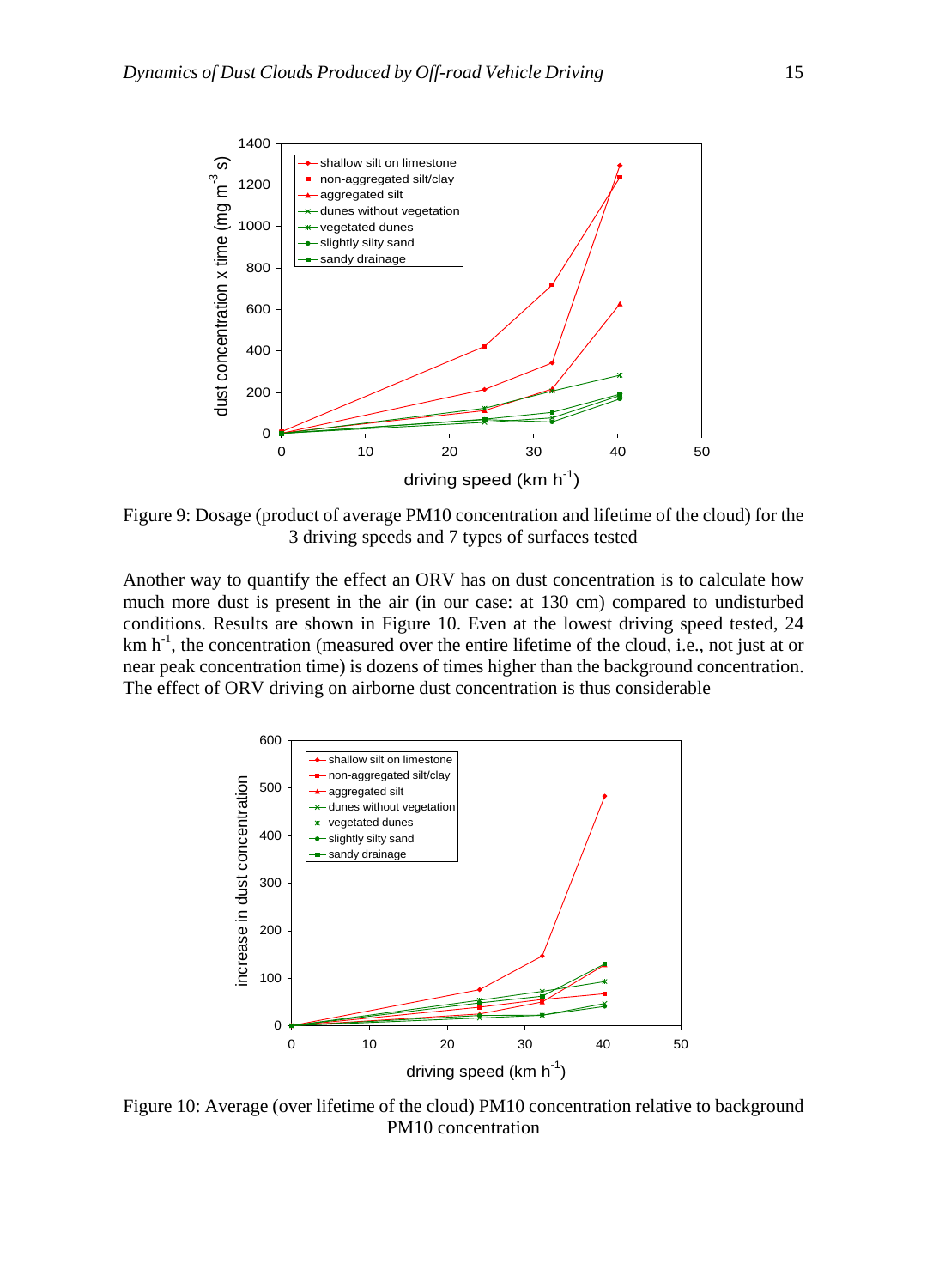Figure 9: Dosage (product of average PM10 concentration and lifetime of the cloud) for the 3 driving speeds and 7 types of surfaces tested

Another way to quantify the effect an ORV has on dust concentration is to calculate how much more dust is present in the air (in our case: at 130 cm) compared to undisturbed conditions. Results are shown in Figure 10. Even at the lowest driving speed tested, 24 km $h^{-1}$, the concentration (measured over the entire lifetime of the cloud, i.e., not just at or near peak concentration time) is dozens of times higher than the background concentration. The effect of ORV driving on airborne dust concentration is thus considerable

Figure 10: Average (over lifetime of the cloud) PM10 concentration relative to background PM10 concentration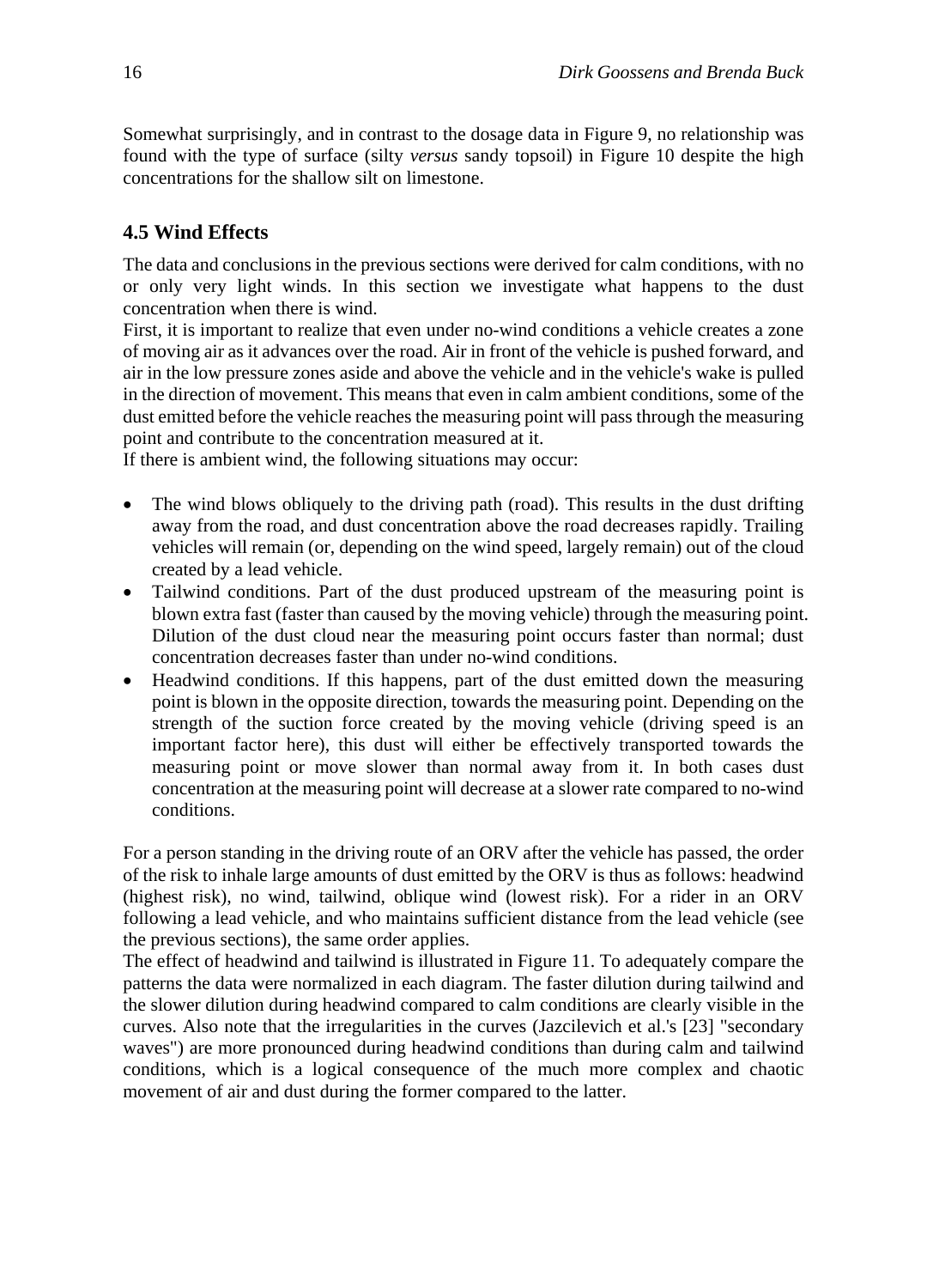Somewhat surprisingly, and in contrast to the dosage data in Figure 9, no relationship was found with the type of surface (silty *versus* sandy topsoil) in Figure 10 despite the high concentrations for the shallow silt on limestone.

## 4.5 Wind Effects

The data and conclusions in the previous sections were derived for calm conditions, with no or only very light winds. In this section we investigate what happens to the dust concentration when there is wind.

First, it is important to realize that even under no-wind conditions a vehicle creates a zone of moving air as it advances over the road. Air in front of the vehicle is pushed forward, and air in the low pressure zones aside and above the vehicle and in the vehicle's wake is pulled in the direction of movement. This means that even in calm ambient conditions, some of the dust emitted before the vehicle reaches the measuring point will pass through the measuring point and contribute to the concentration measured at it.

If there is ambient wind, the following situations may occur:

- The wind blows obliquely to the driving path (road). This results in the dust drifting away from the road, and dust concentration above the road decreases rapidly. Trailing vehicles will remain (or, depending on the wind speed, largely remain) out of the cloud created by a lead vehicle.
- Tailwind conditions. Part of the dust produced upstream of the measuring point is blown extra fast (faster than caused by the moving vehicle) through the measuring point. Dilution of the dust cloud near the measuring point occurs faster than normal; dust concentration decreases faster than under no-wind conditions.
- Headwind conditions. If this happens, part of the dust emitted down the measuring point is blown in the opposite direction, towards the measuring point. Depending on the strength of the suction force created by the moving vehicle (driving speed is an important factor here), this dust will either be effectively transported towards the measuring point or move slower than normal away from it. In both cases dust concentration at the measuring point will decrease at a slower rate compared to no-wind conditions.

For a person standing in the driving route of an ORV after the vehicle has passed, the order of the risk to inhale large amounts of dust emitted by the ORV is thus as follows: headwind (highest risk), no wind, tailwind, oblique wind (lowest risk). For a rider in an ORV following a lead vehicle, and who maintains sufficient distance from the lead vehicle (see the previous sections), the same order applies.

The effect of headwind and tailwind is illustrated in Figure 11. To adequately compare the patterns the data were normalized in each diagram. The faster dilution during tailwind and the slower dilution during headwind compared to calm conditions are clearly visible in the curves. Also note that the irregularities in the curves (Jazcilevich et al.'s [23] "secondary waves") are more pronounced during headwind conditions than during calm and tailwind conditions, which is a logical consequence of the much more complex and chaotic movement of air and dust during the former compared to the latter.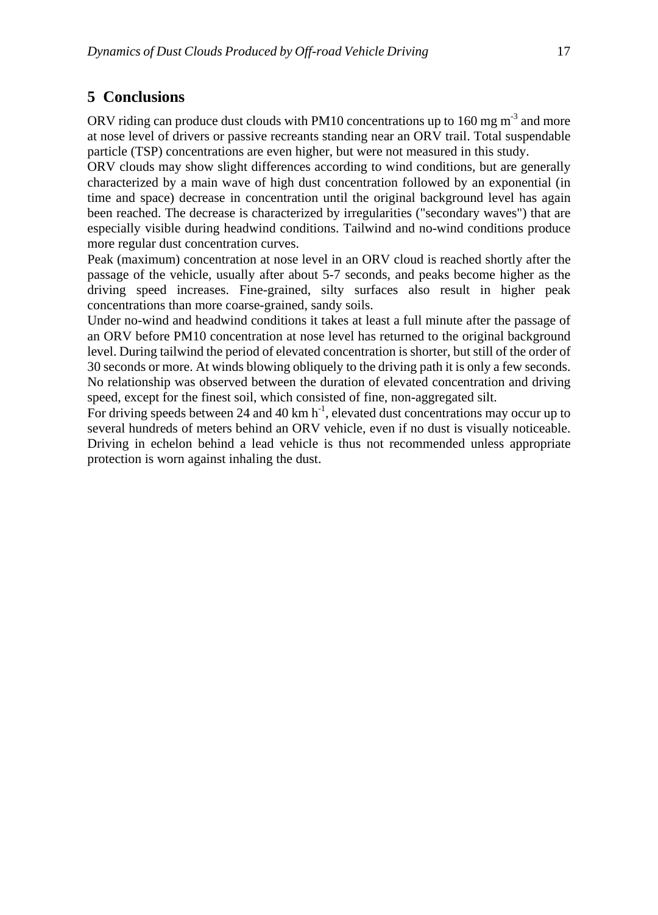## 5 Conclusions

ORV riding can produce dust clouds with PM10 concentrations up to 160 mg $m^{-3}$ and more at nose level of drivers or passive recreants standing near an ORV trail. Total suspendable particle (TSP) concentrations are even higher, but were not measured in this study.

ORV clouds may show slight differences according to wind conditions, but are generally characterized by a main wave of high dust concentration followed by an exponential (in time and space) decrease in concentration until the original background level has again been reached. The decrease is characterized by irregularities ("secondary waves") that are especially visible during headwind conditions. Tailwind and no-wind conditions produce more regular dust concentration curves.

Peak (maximum) concentration at nose level in an ORV cloud is reached shortly after the passage of the vehicle, usually after about 5-7 seconds, and peaks become higher as the driving speed increases. Fine-grained, silty surfaces also result in higher peak concentrations than more coarse-grained, sandy soils.

Under no-wind and headwind conditions it takes at least a full minute after the passage of an ORV before PM10 concentration at nose level has returned to the original background level. During tailwind the period of elevated concentration is shorter, but still of the order of 30 seconds or more. At winds blowing obliquely to the driving path it is only a few seconds. No relationship was observed between the duration of elevated concentration and driving speed, except for the finest soil, which consisted of fine, non-aggregated silt.

For driving speeds between 24 and 40 km $h^{-1}$, elevated dust concentrations may occur up to several hundreds of meters behind an ORV vehicle, even if no dust is visually noticeable. Driving in echelon behind a lead vehicle is thus not recommended unless appropriate protection is worn against inhaling the dust.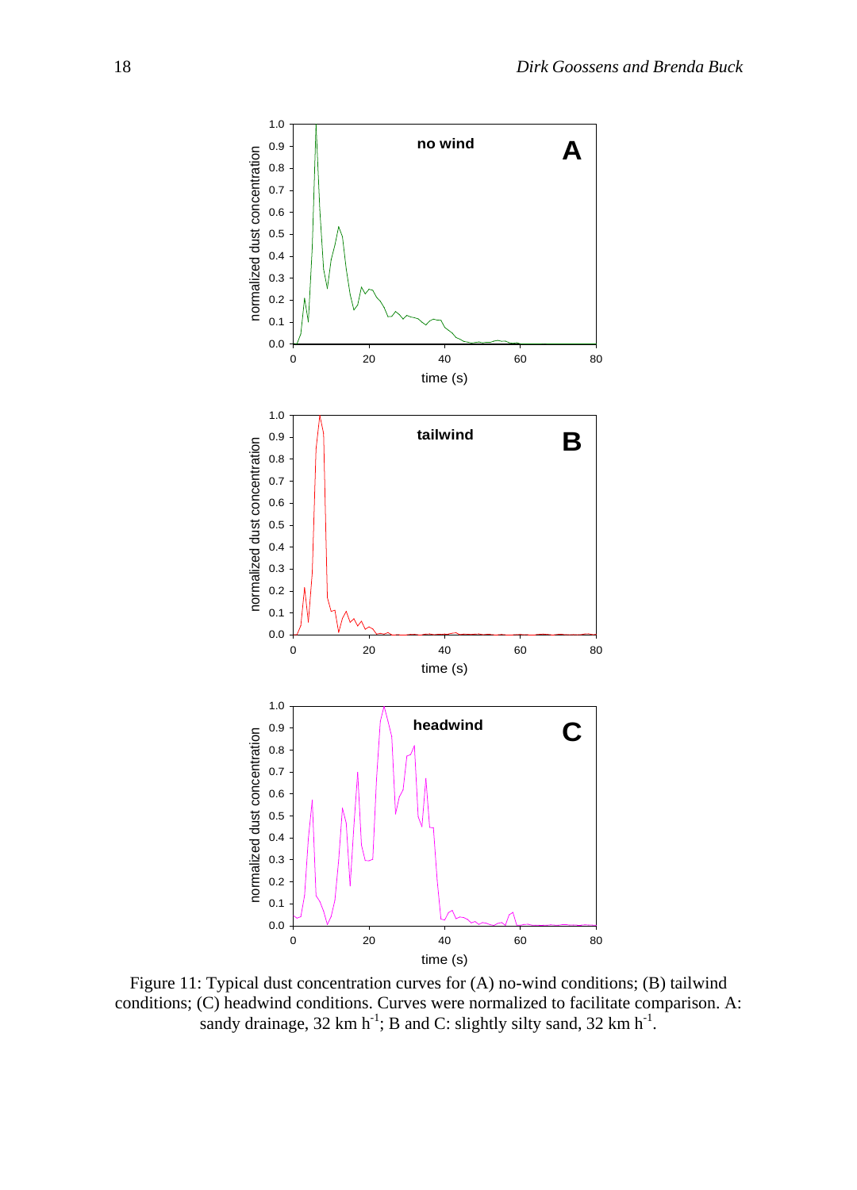Figure 11: Typical dust concentration curves for (A) no-wind conditions; (B) tailwind conditions; (C) headwind conditions. Curves were normalized to facilitate comparison. A: sandy drainage, 32 km $h^{-1}$; B and C: slightly silty sand, 32 km $h^{-1}$.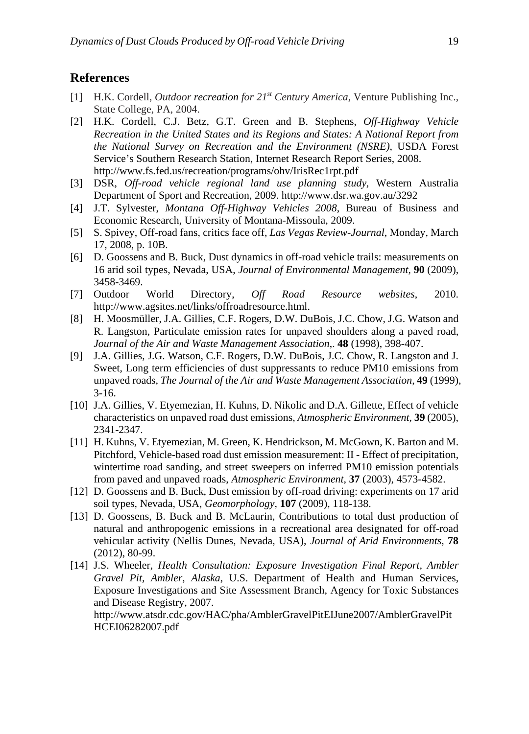## References

[1] H.K. Cordell, *Outdoor recreation for 21st Century America*, Venture Publishing Inc., State College, PA, 2004.

[2] H.K. Cordell, C.J. Betz, G.T. Green and B. Stephens, *Off-Highway Vehicle Recreation in the United States and its Regions and States: A National Report from the National Survey on Recreation and the Environment (NSRE)*, USDA Forest Service's Southern Research Station, Internet Research Report Series, 2008. http://www.fs.fed.us/recreation/programs/ohv/IrisRec1rpt.pdf

[3] DSR, *Off-road vehicle regional land use planning study*, Western Australia Department of Sport and Recreation, 2009. http://www.dsr.wa.gov.au/3292

[4] J.T. Sylvester, *Montana Off-Highway Vehicles 2008*, Bureau of Business and Economic Research, University of Montana-Missoula, 2009.

[5] S. Spivey, Off-road fans, critics face off, *Las Vegas Review-Journal*, Monday, March 17, 2008, p. 10B.

[6] D. Goossens and B. Buck, Dust dynamics in off-road vehicle trails: measurements on 16 arid soil types, Nevada, USA, *Journal of Environmental Management*, **90** (2009), 3458-3469.

[7] Outdoor World Directory, *Off Road Resource websites*, 2010. http://www.agsites.net/links/offroadresource.html.

[8] H. Moosmüller, J.A. Gillies, C.F. Rogers, D.W. DuBois, J.C. Chow, J.G. Watson and R. Langston, Particulate emission rates for unpaved shoulders along a paved road, *Journal of the Air and Waste Management Association*,. **48** (1998), 398-407.

[9] J.A. Gillies, J.G. Watson, C.F. Rogers, D.W. DuBois, J.C. Chow, R. Langston and J. Sweet, Long term efficiencies of dust suppressants to reduce PM10 emissions from unpaved roads, *The Journal of the Air and Waste Management Association*, **49** (1999), 3-16.

[10] J.A. Gillies, V. Etyemezian, H. Kuhns, D. Nikolic and D.A. Gillette, Effect of vehicle characteristics on unpaved road dust emissions, *Atmospheric Environment*, **39** (2005), 2341-2347.

[11] H. Kuhns, V. Etyemezian, M. Green, K. Hendrickson, M. McGown, K. Barton and M. Pitchford, Vehicle-based road dust emission measurement: II - Effect of precipitation, wintertime road sanding, and street sweepers on inferred PM10 emission potentials from paved and unpaved roads, *Atmospheric Environment*, **37** (2003), 4573-4582.

[12] D. Goossens and B. Buck, Dust emission by off-road driving: experiments on 17 arid soil types, Nevada, USA, *Geomorphology*, **107** (2009), 118-138.

[13] D. Goossens, B. Buck and B. McLaurin, Contributions to total dust production of natural and anthropogenic emissions in a recreational area designated for off-road vehicular activity (Nellis Dunes, Nevada, USA), *Journal of Arid Environments*, **78** (2012), 80-99.

[14] J.S. Wheeler, *Health Consultation: Exposure Investigation Final Report, Ambler Gravel Pit, Ambler, Alaska*, U.S. Department of Health and Human Services, Exposure Investigations and Site Assessment Branch, Agency for Toxic Substances and Disease Registry, 2007. http://www.atsdr.cdc.gov/HAC/pha/AmblerGravelPitEIJune2007/AmblerGravelPitHCEI06282007.pdf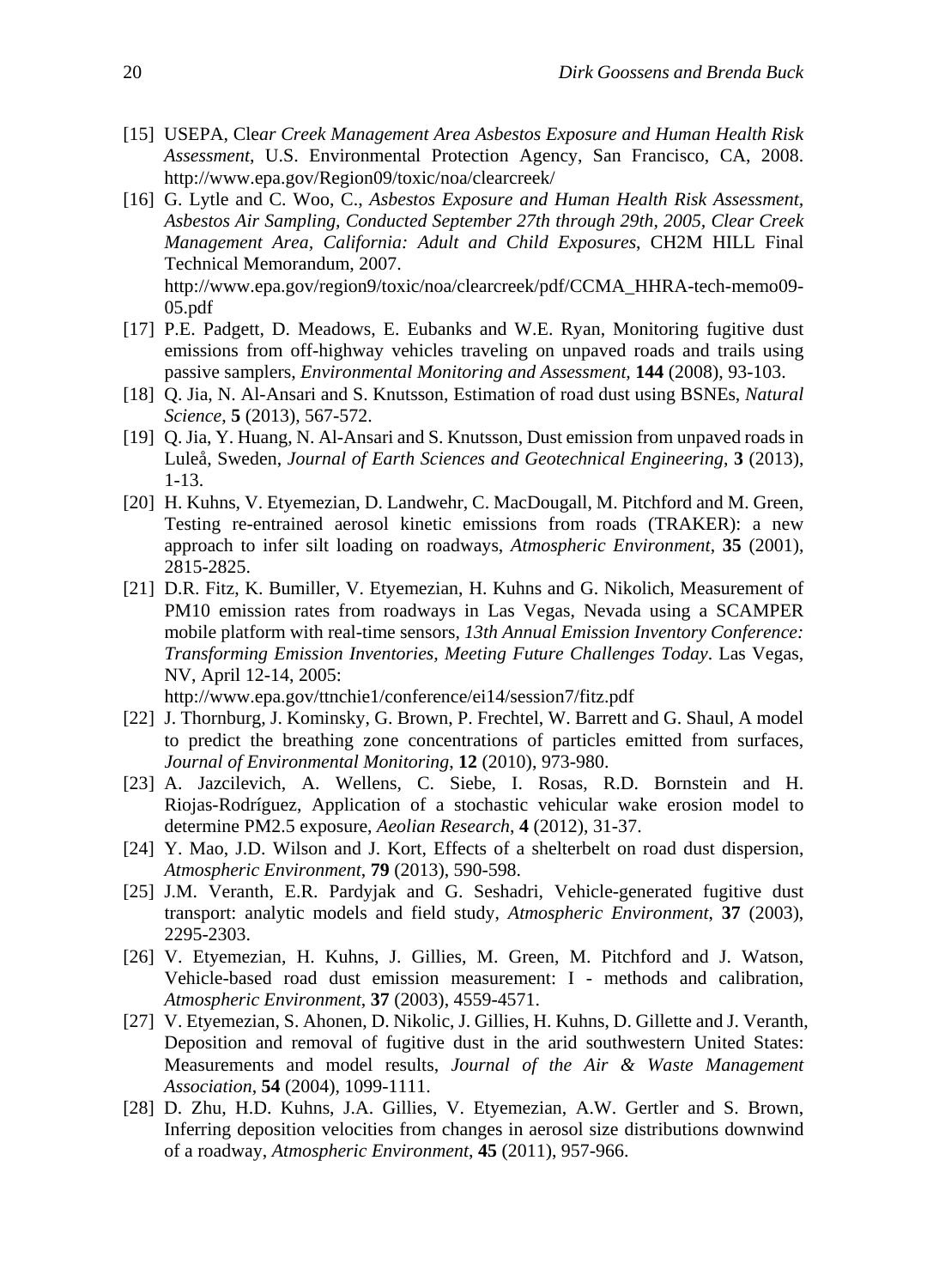[15] USEPA, *Clear Creek Management Area Asbestos Exposure and Human Health Risk Assessment*, U.S. Environmental Protection Agency, San Francisco, CA, 2008. http://www.epa.gov/Region09/toxic/noa/clearcreek/

[16] G. Lytle and C. Woo, C., *Asbestos Exposure and Human Health Risk Assessment, Asbestos Air Sampling, Conducted September 27th through 29th, 2005, Clear Creek Management Area, California: Adult and Child Exposures*, CH2M HILL Final Technical Memorandum, 2007. http://www.epa.gov/region9/toxic/noa/clearcreek/pdf/CCMA_HHRA-tech-memo09-05.pdf

[17] P.E. Padgett, D. Meadows, E. Eubanks and W.E. Ryan, Monitoring fugitive dust emissions from off-highway vehicles traveling on unpaved roads and trails using passive samplers, *Environmental Monitoring and Assessment*, **144** (2008), 93-103.

[18] Q. Jia, N. Al-Ansari and S. Knutsson, Estimation of road dust using BSNEs, *Natural Science*, **5** (2013), 567-572.

[19] Q. Jia, Y. Huang, N. Al-Ansari and S. Knutsson, Dust emission from unpaved roads in Luleå, Sweden, *Journal of Earth Sciences and Geotechnical Engineering*, **3** (2013), 1-13.

[20] H. Kuhns, V. Etyemezian, D. Landwehr, C. MacDougall, M. Pitchford and M. Green, Testing re-entrained aerosol kinetic emissions from roads (TRAKER): a new approach to infer silt loading on roadways, *Atmospheric Environment*, **35** (2001), 2815-2825.

[21] D.R. Fitz, K. Bumiller, V. Etyemezian, H. Kuhns and G. Nikolich, Measurement of PM10 emission rates from roadways in Las Vegas, Nevada using a SCAMPER mobile platform with real-time sensors, *13th Annual Emission Inventory Conference: Transforming Emission Inventories, Meeting Future Challenges Today*. Las Vegas, NV, April 12-14, 2005: http://www.epa.gov/ttnchie1/conference/ei14/session7/fitz.pdf

[22] J. Thornburg, J. Kominsky, G. Brown, P. Frechtel, W. Barrett and G. Shaul, A model to predict the breathing zone concentrations of particles emitted from surfaces, *Journal of Environmental Monitoring*, **12** (2010), 973-980.

[23] A. Jazcilevich, A. Wellens, C. Siebe, I. Rosas, R.D. Bornstein and H. Riojas-Rodríguez, Application of a stochastic vehicular wake erosion model to determine PM2.5 exposure, *Aeolian Research*, **4** (2012), 31-37.

[24] Y. Mao, J.D. Wilson and J. Kort, Effects of a shelterbelt on road dust dispersion, *Atmospheric Environment*, **79** (2013), 590-598.

[25] J.M. Veranth, E.R. Pardyjak and G. Seshadri, Vehicle-generated fugitive dust transport: analytic models and field study, *Atmospheric Environment*, **37** (2003), 2295-2303.

[26] V. Etyemezian, H. Kuhns, J. Gillies, M. Green, M. Pitchford and J. Watson, Vehicle-based road dust emission measurement: I - methods and calibration, *Atmospheric Environment*, **37** (2003), 4559-4571.

[27] V. Etyemezian, S. Ahonen, D. Nikolic, J. Gillies, H. Kuhns, D. Gillette and J. Veranth, Deposition and removal of fugitive dust in the arid southwestern United States: Measurements and model results, *Journal of the Air & Waste Management Association*, **54** (2004), 1099-1111.

[28] D. Zhu, H.D. Kuhns, J.A. Gillies, V. Etyemezian, A.W. Gertler and S. Brown, Inferring deposition velocities from changes in aerosol size distributions downwind of a roadway, *Atmospheric Environment*, **45** (2011), 957-966.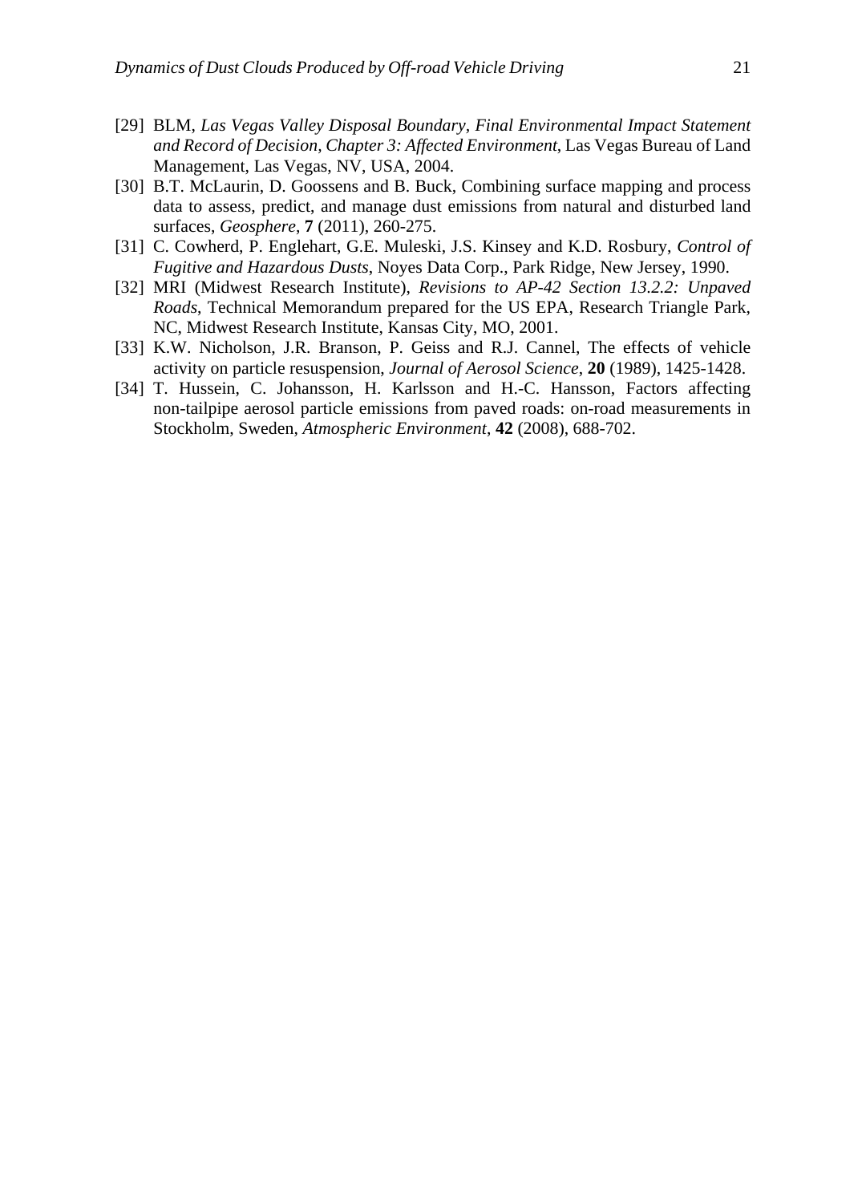[29] BLM, *Las Vegas Valley Disposal Boundary, Final Environmental Impact Statement and Record of Decision, Chapter 3: Affected Environment*, Las Vegas Bureau of Land Management, Las Vegas, NV, USA, 2004.

[30] B.T. McLaurin, D. Goossens and B. Buck, Combining surface mapping and process data to assess, predict, and manage dust emissions from natural and disturbed land surfaces, *Geosphere*, **7** (2011), 260-275.

[31] C. Cowherd, P. Englehart, G.E. Muleski, J.S. Kinsey and K.D. Rosbury, *Control of Fugitive and Hazardous Dusts*, Noyes Data Corp., Park Ridge, New Jersey, 1990.

[32] MRI (Midwest Research Institute), *Revisions to AP-42 Section 13.2.2: Unpaved Roads*, Technical Memorandum prepared for the US EPA, Research Triangle Park, NC, Midwest Research Institute, Kansas City, MO, 2001.

[33] K.W. Nicholson, J.R. Branson, P. Geiss and R.J. Cannel, The effects of vehicle activity on particle resuspension, *Journal of Aerosol Science*, **20** (1989), 1425-1428.

[34] T. Hussein, C. Johansson, H. Karlsson and H.-C. Hansson, Factors affecting non-tailpipe aerosol particle emissions from paved roads: on-road measurements in Stockholm, Sweden, *Atmospheric Environment*, **42** (2008), 688-702.